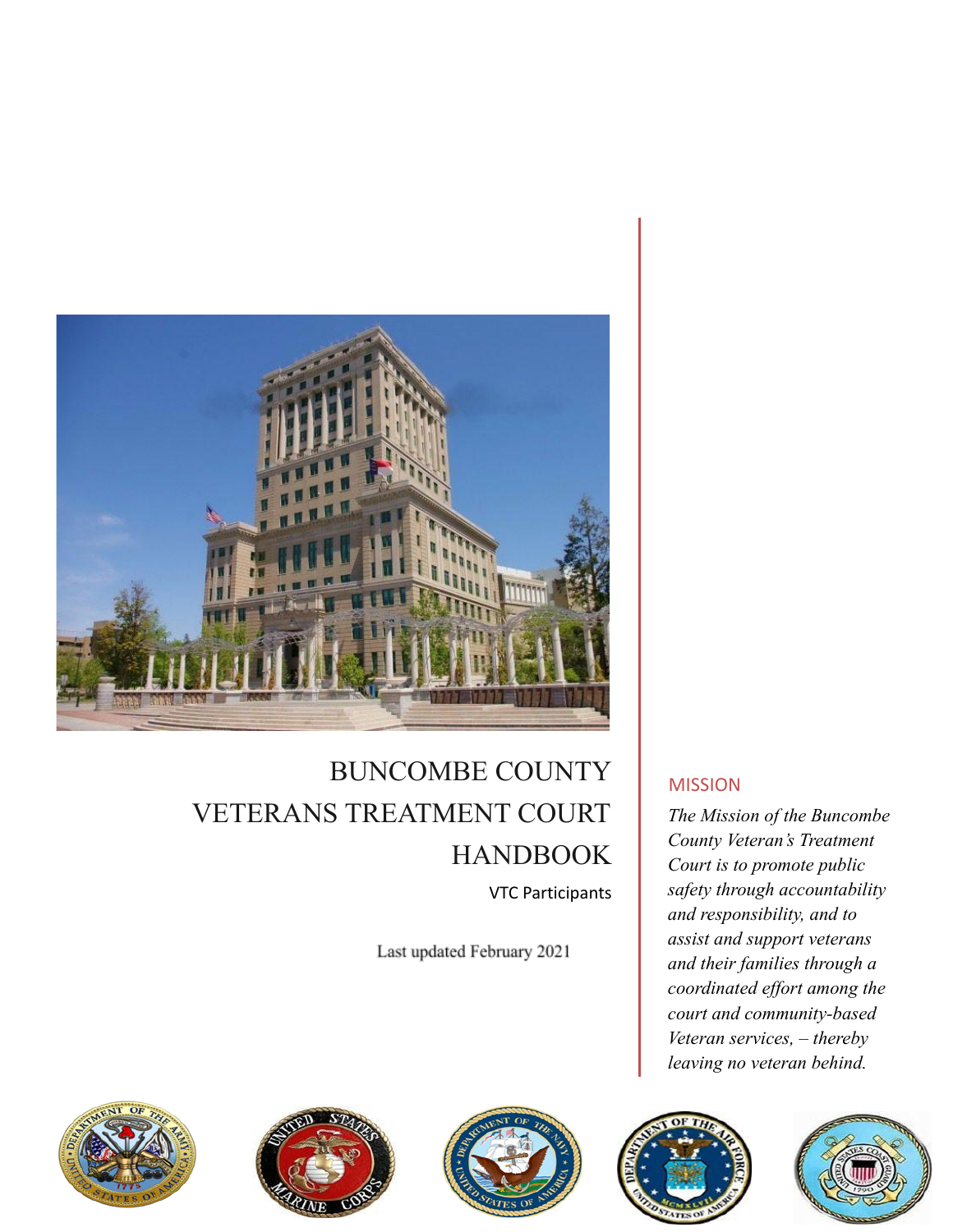# BUNCOMBE COUNTY VETERANS TREATMENT COURT HANDBOOK

VTC Participants

Last updated February 2021

## MISSION

*The Mission of the Buncombe County Veteran's Treatment Court is to promote public safety through accountability and responsibility, and to assist and support veterans and their families through a coordinated effort among the court and community-based Veteran services, – thereby leaving no veteran behind.*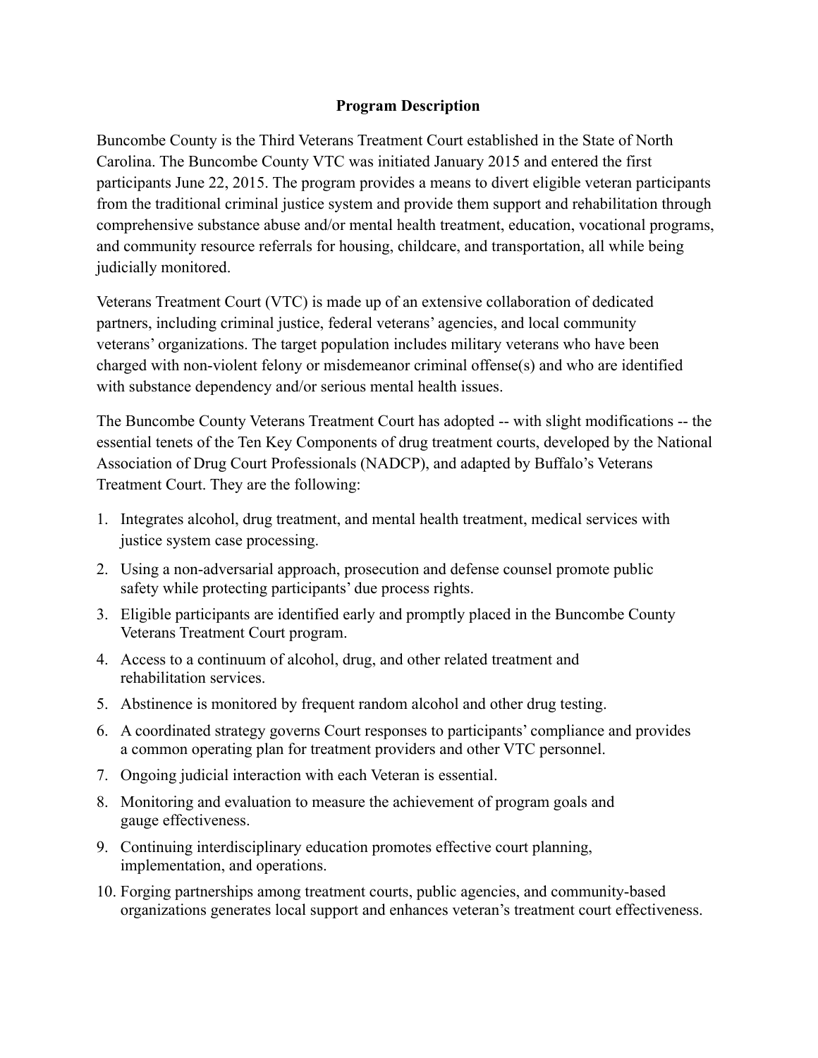## Program Description

Buncombe County is the Third Veterans Treatment Court established in the State of North Carolina. The Buncombe County VTC was initiated January 2015 and entered the first participants June 22, 2015. The program provides a means to divert eligible veteran participants from the traditional criminal justice system and provide them support and rehabilitation through comprehensive substance abuse and/or mental health treatment, education, vocational programs, and community resource referrals for housing, childcare, and transportation, all while being judicially monitored.

Veterans Treatment Court (VTC) is made up of an extensive collaboration of dedicated partners, including criminal justice, federal veterans' agencies, and local community veterans' organizations. The target population includes military veterans who have been charged with non-violent felony or misdemeanor criminal offense(s) and who are identified with substance dependency and/or serious mental health issues.

The Buncombe County Veterans Treatment Court has adopted -- with slight modifications -- the essential tenets of the Ten Key Components of drug treatment courts, developed by the National Association of Drug Court Professionals (NADCP), and adapted by Buffalo's Veterans Treatment Court. They are the following:

1. Integrates alcohol, drug treatment, and mental health treatment, medical services with justice system case processing.
2. Using a non-adversarial approach, prosecution and defense counsel promote public safety while protecting participants' due process rights.
3. Eligible participants are identified early and promptly placed in the Buncombe County Veterans Treatment Court program.
4. Access to a continuum of alcohol, drug, and other related treatment and rehabilitation services.
5. Abstinence is monitored by frequent random alcohol and other drug testing.
6. A coordinated strategy governs Court responses to participants' compliance and provides a common operating plan for treatment providers and other VTC personnel.
7. Ongoing judicial interaction with each Veteran is essential.
8. Monitoring and evaluation to measure the achievement of program goals and gauge effectiveness.
9. Continuing interdisciplinary education promotes effective court planning, implementation, and operations.
10. Forging partnerships among treatment courts, public agencies, and community-based organizations generates local support and enhances veteran's treatment court effectiveness.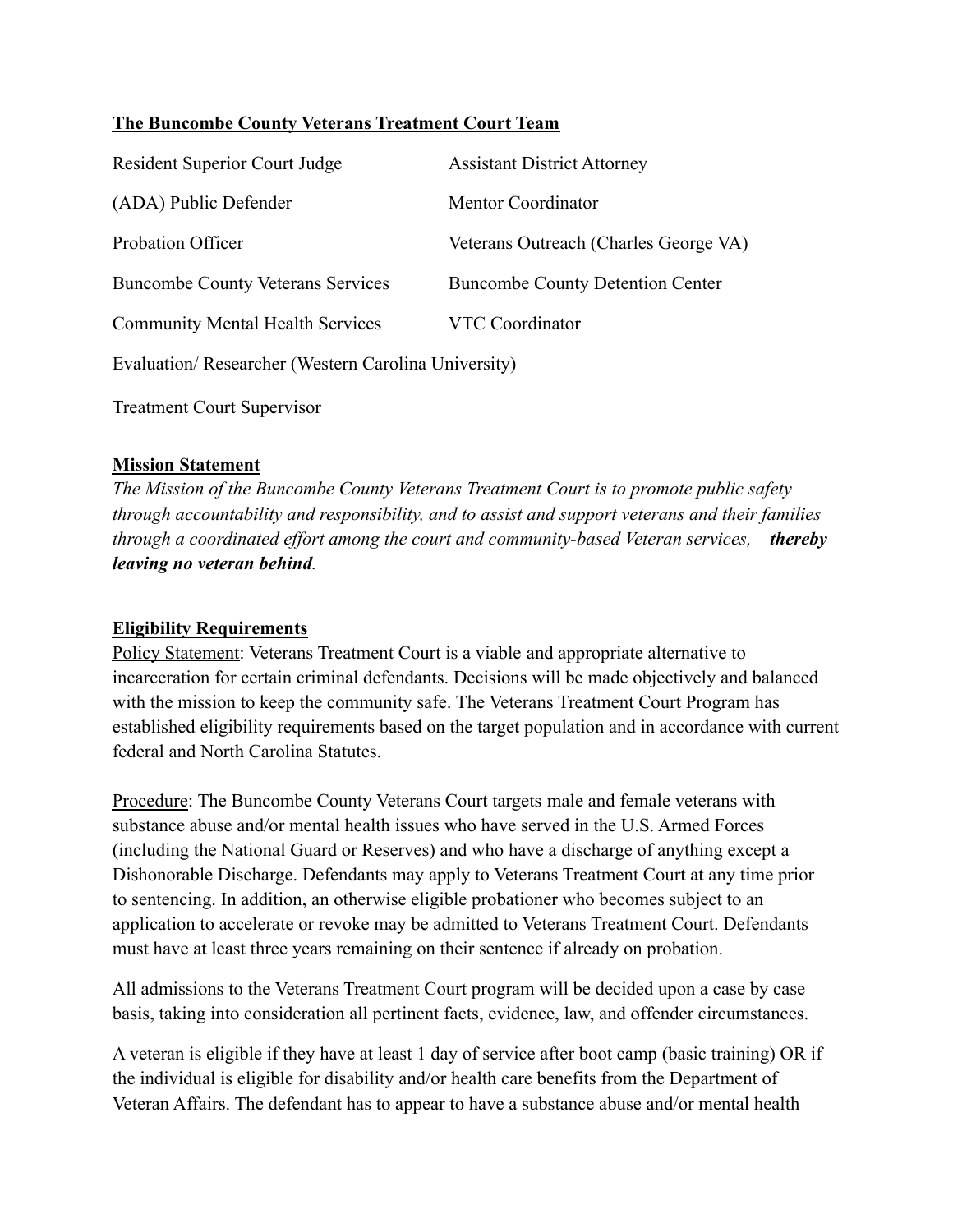**The Buncombe County Veterans Treatment Court Team**

| | |
|---|---|
| Resident Superior Court Judge | Assistant District Attorney |
| (ADA) Public Defender | Mentor Coordinator |
| Probation Officer | Veterans Outreach (Charles George VA) |
| Buncombe County Veterans Services | Buncombe County Detention Center |
| Community Mental Health Services | VTC Coordinator |

Evaluation/ Researcher (Western Carolina University)

Treatment Court Supervisor

**Mission Statement**

*The Mission of the Buncombe County Veterans Treatment Court is to promote public safety through accountability and responsibility, and to assist and support veterans and their families through a coordinated effort among the court and community-based Veteran services, – **thereby leaving no veteran behind**.*

**Eligibility Requirements**

Policy Statement: Veterans Treatment Court is a viable and appropriate alternative to incarceration for certain criminal defendants. Decisions will be made objectively and balanced with the mission to keep the community safe. The Veterans Treatment Court Program has established eligibility requirements based on the target population and in accordance with current federal and North Carolina Statutes.

Procedure: The Buncombe County Veterans Court targets male and female veterans with substance abuse and/or mental health issues who have served in the U.S. Armed Forces (including the National Guard or Reserves) and who have a discharge of anything except a Dishonorable Discharge. Defendants may apply to Veterans Treatment Court at any time prior to sentencing. In addition, an otherwise eligible probationer who becomes subject to an application to accelerate or revoke may be admitted to Veterans Treatment Court. Defendants must have at least three years remaining on their sentence if already on probation.

All admissions to the Veterans Treatment Court program will be decided upon a case by case basis, taking into consideration all pertinent facts, evidence, law, and offender circumstances.

A veteran is eligible if they have at least 1 day of service after boot camp (basic training) OR if the individual is eligible for disability and/or health care benefits from the Department of Veteran Affairs. The defendant has to appear to have a substance abuse and/or mental health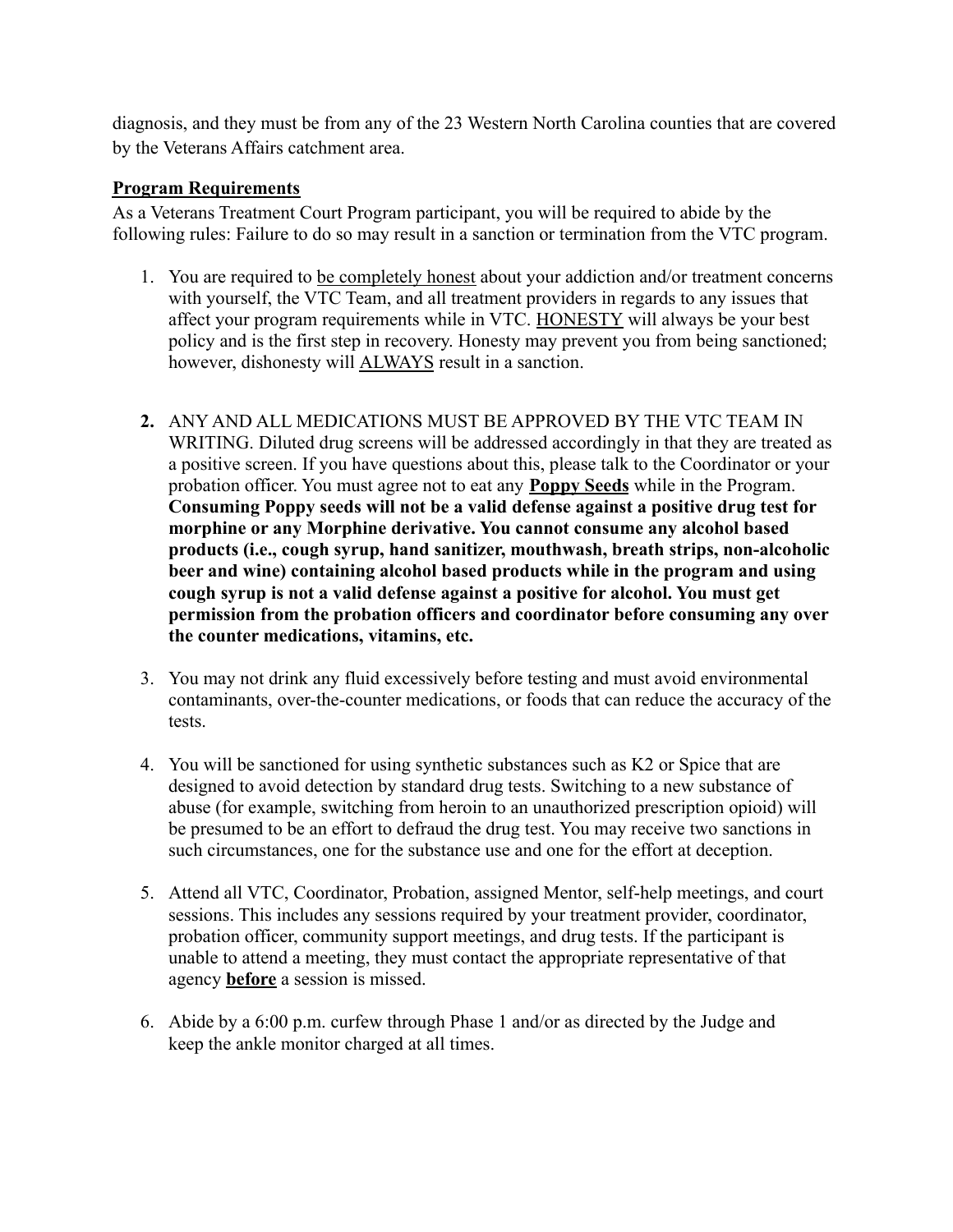diagnosis, and they must be from any of the 23 Western North Carolina counties that are covered by the Veterans Affairs catchment area.

**Program Requirements**

As a Veterans Treatment Court Program participant, you will be required to abide by the following rules: Failure to do so may result in a sanction or termination from the VTC program.

1. You are required to be completely honest about your addiction and/or treatment concerns with yourself, the VTC Team, and all treatment providers in regards to any issues that affect your program requirements while in VTC. HONESTY will always be your best policy and is the first step in recovery. Honesty may prevent you from being sanctioned; however, dishonesty will ALWAYS result in a sanction.

2. ANY AND ALL MEDICATIONS MUST BE APPROVED BY THE VTC TEAM IN WRITING. Diluted drug screens will be addressed accordingly in that they are treated as a positive screen. If you have questions about this, please talk to the Coordinator or your probation officer. You must agree not to eat any **Poppy Seeds** while in the Program. **Consuming Poppy seeds will not be a valid defense against a positive drug test for morphine or any Morphine derivative. You cannot consume any alcohol based products (i.e., cough syrup, hand sanitizer, mouthwash, breath strips, non-alcoholic beer and wine) containing alcohol based products while in the program and using cough syrup is not a valid defense against a positive for alcohol. You must get permission from the probation officers and coordinator before consuming any over the counter medications, vitamins, etc.**

3. You may not drink any fluid excessively before testing and must avoid environmental contaminants, over-the-counter medications, or foods that can reduce the accuracy of the tests.

4. You will be sanctioned for using synthetic substances such as K2 or Spice that are designed to avoid detection by standard drug tests. Switching to a new substance of abuse (for example, switching from heroin to an unauthorized prescription opioid) will be presumed to be an effort to defraud the drug test. You may receive two sanctions in such circumstances, one for the substance use and one for the effort at deception.

5. Attend all VTC, Coordinator, Probation, assigned Mentor, self-help meetings, and court sessions. This includes any sessions required by your treatment provider, coordinator, probation officer, community support meetings, and drug tests. If the participant is unable to attend a meeting, they must contact the appropriate representative of that agency **before** a session is missed.

6. Abide by a 6:00 p.m. curfew through Phase 1 and/or as directed by the Judge and keep the ankle monitor charged at all times.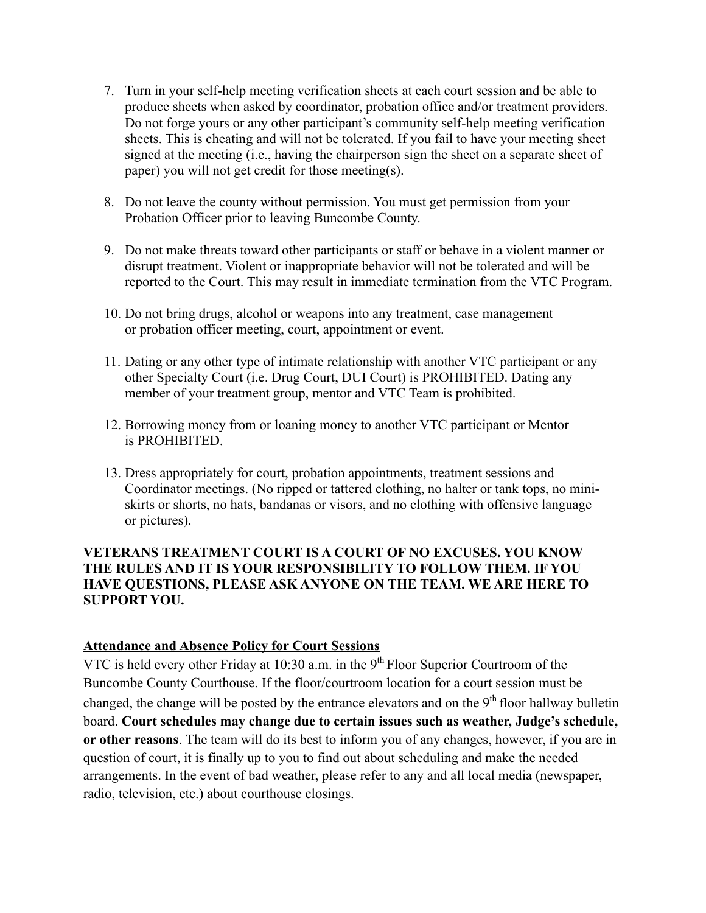7. Turn in your self-help meeting verification sheets at each court session and be able to produce sheets when asked by coordinator, probation office and/or treatment providers. Do not forge yours or any other participant's community self-help meeting verification sheets. This is cheating and will not be tolerated. If you fail to have your meeting sheet signed at the meeting (i.e., having the chairperson sign the sheet on a separate sheet of paper) you will not get credit for those meeting(s).

8. Do not leave the county without permission. You must get permission from your Probation Officer prior to leaving Buncombe County.

9. Do not make threats toward other participants or staff or behave in a violent manner or disrupt treatment. Violent or inappropriate behavior will not be tolerated and will be reported to the Court. This may result in immediate termination from the VTC Program.

10. Do not bring drugs, alcohol or weapons into any treatment, case management or probation officer meeting, court, appointment or event.

11. Dating or any other type of intimate relationship with another VTC participant or any other Specialty Court (i.e. Drug Court, DUI Court) is PROHIBITED. Dating any member of your treatment group, mentor and VTC Team is prohibited.

12. Borrowing money from or loaning money to another VTC participant or Mentor is PROHIBITED.

13. Dress appropriately for court, probation appointments, treatment sessions and Coordinator meetings. (No ripped or tattered clothing, no halter or tank tops, no mini-skirts or shorts, no hats, bandanas or visors, and no clothing with offensive language or pictures).

**VETERANS TREATMENT COURT IS A COURT OF NO EXCUSES. YOU KNOW THE RULES AND IT IS YOUR RESPONSIBILITY TO FOLLOW THEM. IF YOU HAVE QUESTIONS, PLEASE ASK ANYONE ON THE TEAM. WE ARE HERE TO SUPPORT YOU.**

**Attendance and Absence Policy for Court Sessions**

VTC is held every other Friday at 10:30 a.m. in the 9th Floor Superior Courtroom of the Buncombe County Courthouse. If the floor/courtroom location for a court session must be changed, the change will be posted by the entrance elevators and on the 9th floor hallway bulletin board. **Court schedules may change due to certain issues such as weather, Judge's schedule, or other reasons**. The team will do its best to inform you of any changes, however, if you are in question of court, it is finally up to you to find out about scheduling and make the needed arrangements. In the event of bad weather, please refer to any and all local media (newspaper, radio, television, etc.) about courthouse closings.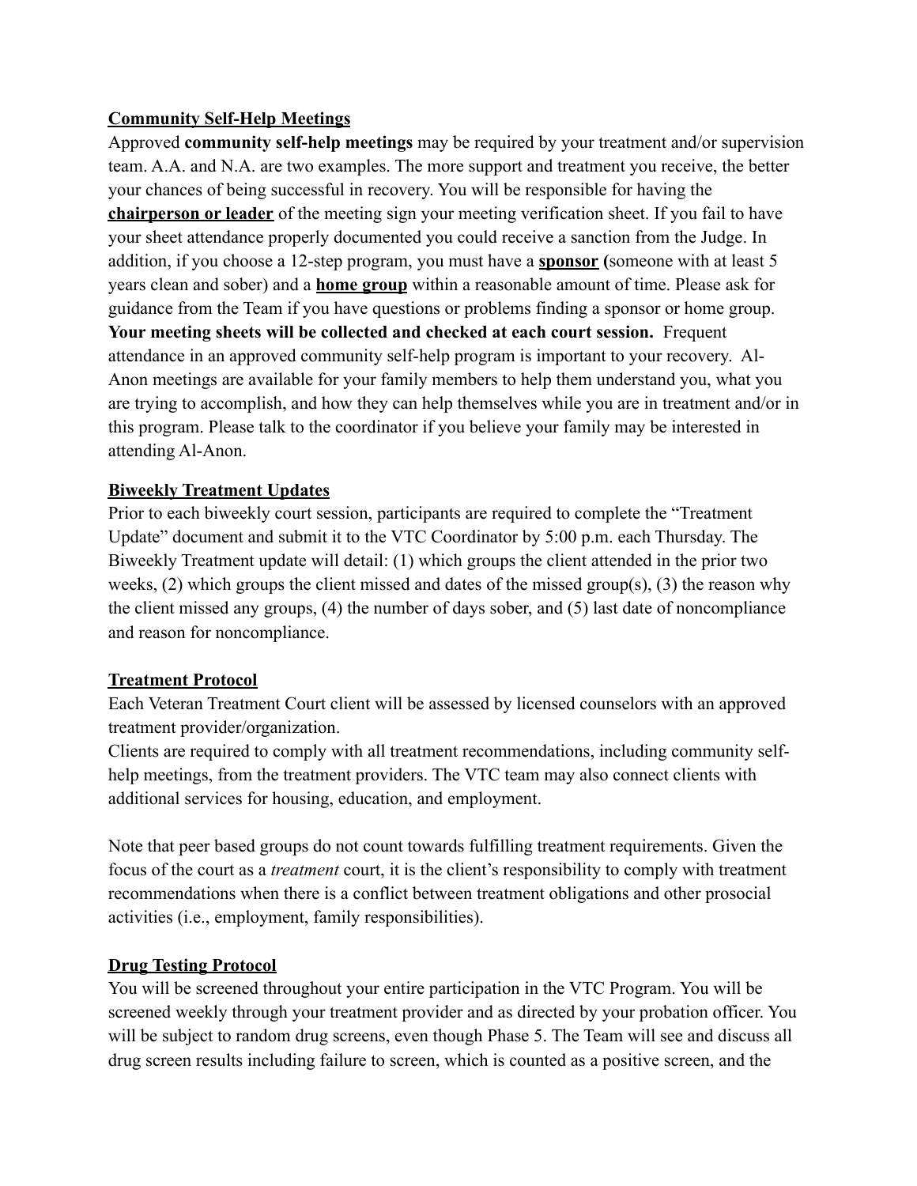**Community Self-Help Meetings**

Approved **community self-help meetings** may be required by your treatment and/or supervision team. A.A. and N.A. are two examples. The more support and treatment you receive, the better your chances of being successful in recovery. You will be responsible for having the **chairperson or leader** of the meeting sign your meeting verification sheet. If you fail to have your sheet attendance properly documented you could receive a sanction from the Judge. In addition, if you choose a 12-step program, you must have a **sponsor (**someone with at least 5 years clean and sober) and a **home group** within a reasonable amount of time. Please ask for guidance from the Team if you have questions or problems finding a sponsor or home group. **Your meeting sheets will be collected and checked at each court session.** Frequent attendance in an approved community self-help program is important to your recovery. Al-Anon meetings are available for your family members to help them understand you, what you are trying to accomplish, and how they can help themselves while you are in treatment and/or in this program. Please talk to the coordinator if you believe your family may be interested in attending Al-Anon.

**Biweekly Treatment Updates**

Prior to each biweekly court session, participants are required to complete the "Treatment Update" document and submit it to the VTC Coordinator by 5:00 p.m. each Thursday. The Biweekly Treatment update will detail: (1) which groups the client attended in the prior two weeks, (2) which groups the client missed and dates of the missed group(s), (3) the reason why the client missed any groups, (4) the number of days sober, and (5) last date of noncompliance and reason for noncompliance.

**Treatment Protocol**

Each Veteran Treatment Court client will be assessed by licensed counselors with an approved treatment provider/organization.

Clients are required to comply with all treatment recommendations, including community self-help meetings, from the treatment providers. The VTC team may also connect clients with additional services for housing, education, and employment.

Note that peer based groups do not count towards fulfilling treatment requirements. Given the focus of the court as a *treatment* court, it is the client's responsibility to comply with treatment recommendations when there is a conflict between treatment obligations and other prosocial activities (i.e., employment, family responsibilities).

**Drug Testing Protocol**

You will be screened throughout your entire participation in the VTC Program. You will be screened weekly through your treatment provider and as directed by your probation officer. You will be subject to random drug screens, even though Phase 5. The Team will see and discuss all drug screen results including failure to screen, which is counted as a positive screen, and the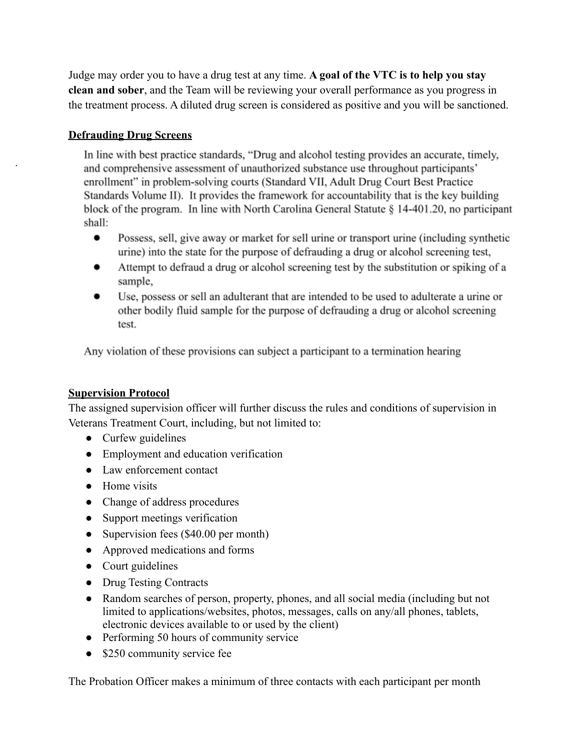Judge may order you to have a drug test at any time. **A goal of the VTC is to help you stay clean and sober**, and the Team will be reviewing your overall performance as you progress in the treatment process. A diluted drug screen is considered as positive and you will be sanctioned.

**Defrauding Drug Screens**

In line with best practice standards, "Drug and alcohol testing provides an accurate, timely, and comprehensive assessment of unauthorized substance use throughout participants' enrollment" in problem-solving courts (Standard VII, Adult Drug Court Best Practice Standards Volume II). It provides the framework for accountability that is the key building block of the program. In line with North Carolina General Statute § 14-401.20, no participant shall:

- Possess, sell, give away or market for sell urine or transport urine (including synthetic urine) into the state for the purpose of defrauding a drug or alcohol screening test,
- Attempt to defraud a drug or alcohol screening test by the substitution or spiking of a sample,
- Use, possess or sell an adulterant that are intended to be used to adulterate a urine or other bodily fluid sample for the purpose of defrauding a drug or alcohol screening test.

Any violation of these provisions can subject a participant to a termination hearing

**Supervision Protocol**

The assigned supervision officer will further discuss the rules and conditions of supervision in Veterans Treatment Court, including, but not limited to:

- Curfew guidelines
- Employment and education verification
- Law enforcement contact
- Home visits
- Change of address procedures
- Support meetings verification
- Supervision fees ($40.00 per month)
- Approved medications and forms
- Court guidelines
- Drug Testing Contracts
- Random searches of person, property, phones, and all social media (including but not limited to applications/websites, photos, messages, calls on any/all phones, tablets, electronic devices available to or used by the client)
- Performing 50 hours of community service
- $250 community service fee

The Probation Officer makes a minimum of three contacts with each participant per month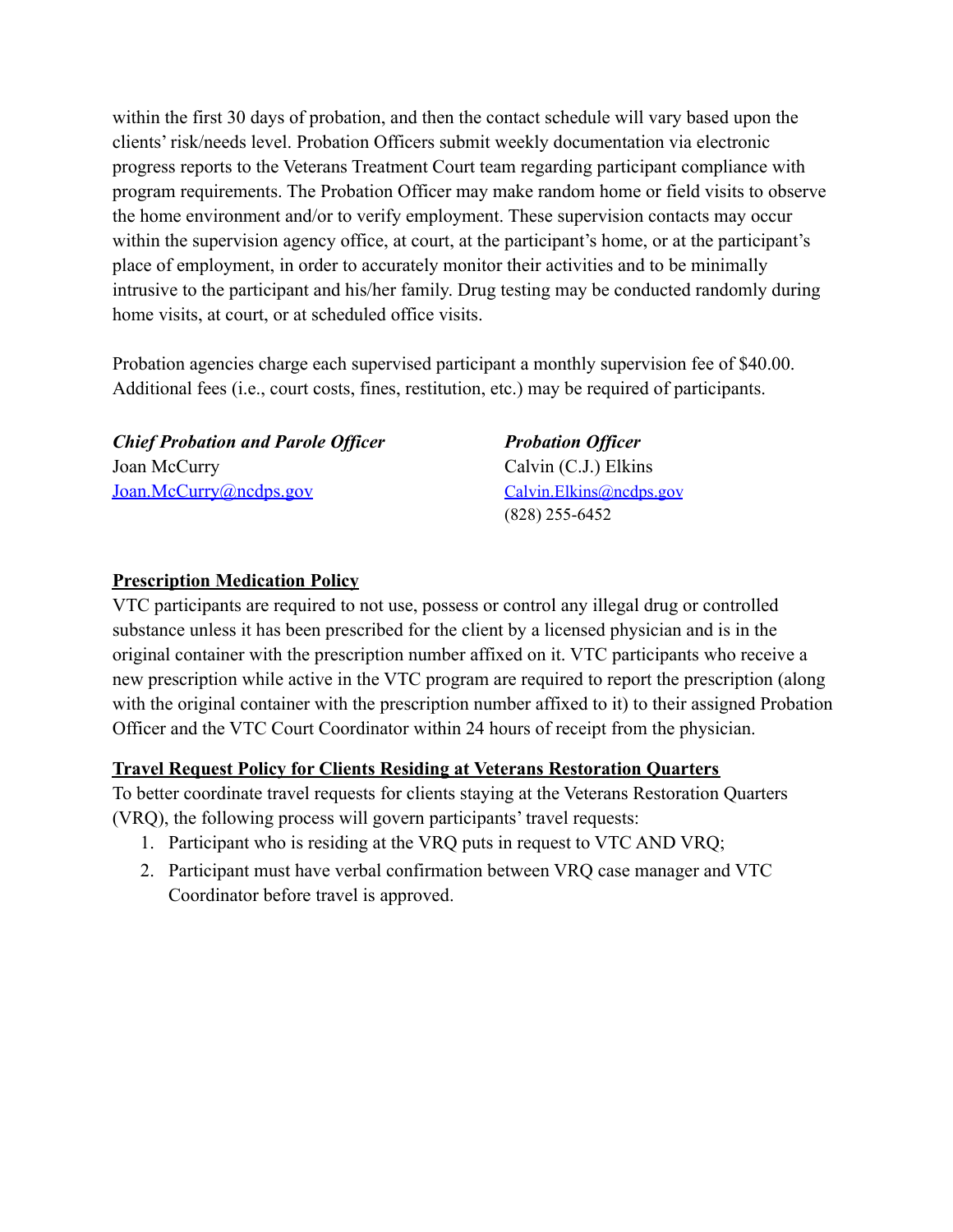within the first 30 days of probation, and then the contact schedule will vary based upon the clients' risk/needs level. Probation Officers submit weekly documentation via electronic progress reports to the Veterans Treatment Court team regarding participant compliance with program requirements. The Probation Officer may make random home or field visits to observe the home environment and/or to verify employment. These supervision contacts may occur within the supervision agency office, at court, at the participant's home, or at the participant's place of employment, in order to accurately monitor their activities and to be minimally intrusive to the participant and his/her family. Drug testing may be conducted randomly during home visits, at court, or at scheduled office visits.

Probation agencies charge each supervised participant a monthly supervision fee of $40.00. Additional fees (i.e., court costs, fines, restitution, etc.) may be required of participants.

***Chief Probation and Parole Officer***
Joan McCurry
Joan.McCurry@ncdps.gov

***Probation Officer***
Calvin (C.J.) Elkins
Calvin.Elkins@ncdps.gov
(828) 255-6452

**Prescription Medication Policy**

VTC participants are required to not use, possess or control any illegal drug or controlled substance unless it has been prescribed for the client by a licensed physician and is in the original container with the prescription number affixed on it. VTC participants who receive a new prescription while active in the VTC program are required to report the prescription (along with the original container with the prescription number affixed to it) to their assigned Probation Officer and the VTC Court Coordinator within 24 hours of receipt from the physician.

**Travel Request Policy for Clients Residing at Veterans Restoration Quarters**

To better coordinate travel requests for clients staying at the Veterans Restoration Quarters (VRQ), the following process will govern participants' travel requests:

1. Participant who is residing at the VRQ puts in request to VTC AND VRQ;
2. Participant must have verbal confirmation between VRQ case manager and VTC Coordinator before travel is approved.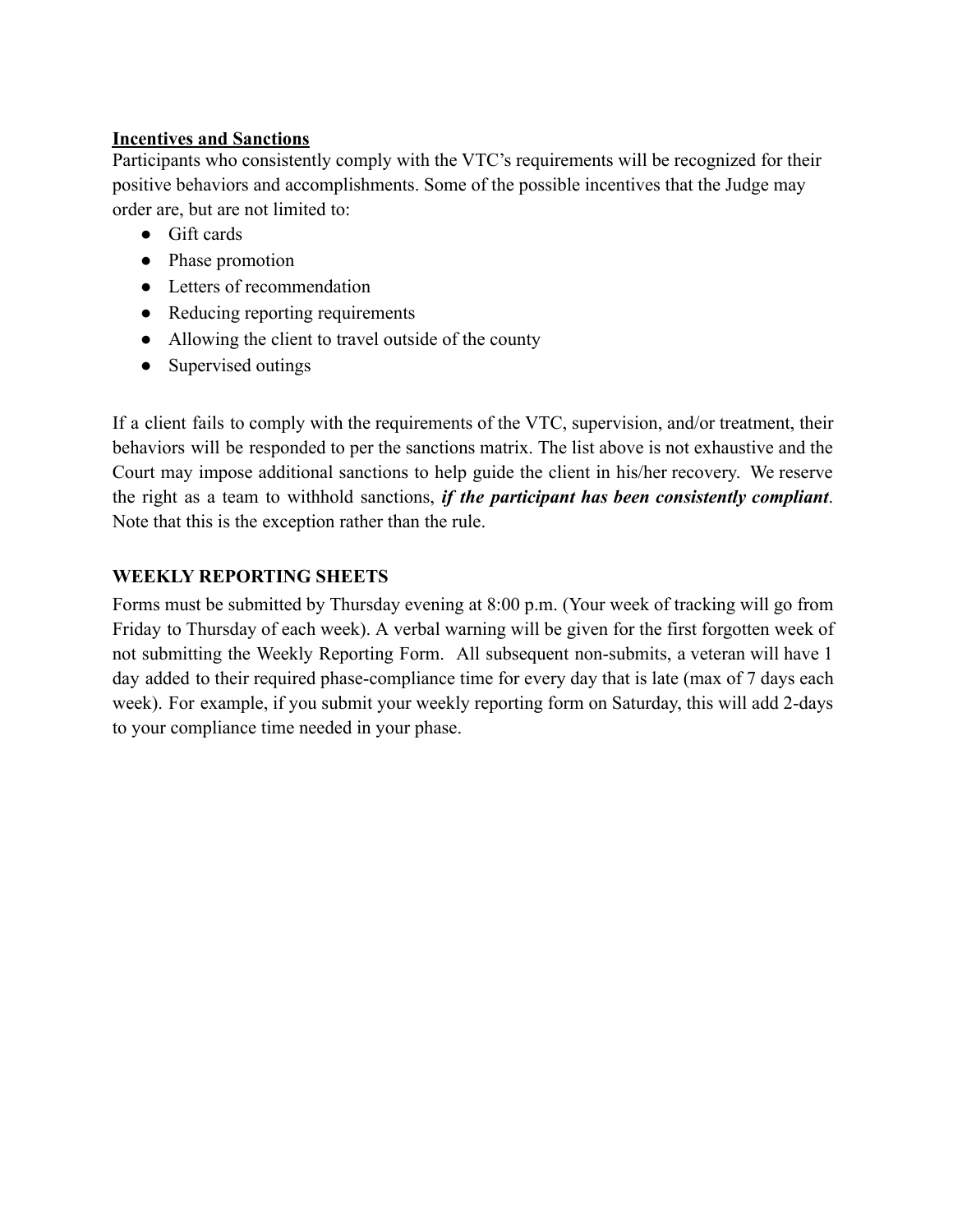## <u>Incentives and Sanctions</u>

Participants who consistently comply with the VTC's requirements will be recognized for their positive behaviors and accomplishments. Some of the possible incentives that the Judge may order are, but are not limited to:

- Gift cards
- Phase promotion
- Letters of recommendation
- Reducing reporting requirements
- Allowing the client to travel outside of the county
- Supervised outings

If a client fails to comply with the requirements of the VTC, supervision, and/or treatment, their behaviors will be responded to per the sanctions matrix. The list above is not exhaustive and the Court may impose additional sanctions to help guide the client in his/her recovery. We reserve the right as a team to withhold sanctions, ***if the participant has been consistently compliant***. Note that this is the exception rather than the rule.

## WEEKLY REPORTING SHEETS

Forms must be submitted by Thursday evening at 8:00 p.m. (Your week of tracking will go from Friday to Thursday of each week). A verbal warning will be given for the first forgotten week of not submitting the Weekly Reporting Form. All subsequent non-submits, a veteran will have 1 day added to their required phase-compliance time for every day that is late (max of 7 days each week). For example, if you submit your weekly reporting form on Saturday, this will add 2-days to your compliance time needed in your phase.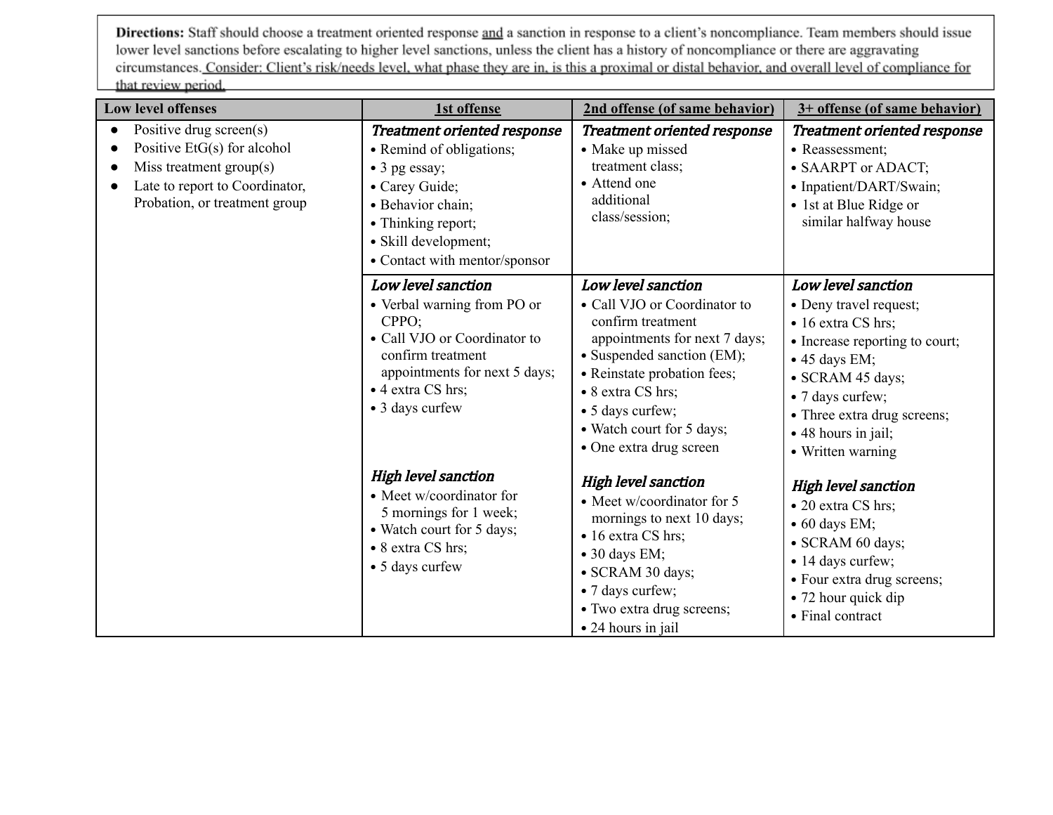**Directions:** Staff should choose a treatment oriented response and a sanction in response to a client's noncompliance. Team members should issue lower level sanctions before escalating to higher level sanctions, unless the client has a history of noncompliance or there are aggravating circumstances. Consider: Client's risk/needs level, what phase they are in, is this a proximal or distal behavior, and overall level of compliance for that review period.

| Low level offenses | 1st offense | 2nd offense (of same behavior) | 3+ offense (of same behavior) |
|---|---|---|---|
| • Positive drug screen(s)<br>• Positive EtG(s) for alcohol<br>• Miss treatment group(s)<br>• Late to report to Coordinator, Probation, or treatment group | ***Treatment oriented response***<br>• Remind of obligations;<br>• 3 pg essay;<br>• Carey Guide;<br>• Behavior chain;<br>• Thinking report;<br>• Skill development;<br>• Contact with mentor/sponsor | ***Treatment oriented response***<br>• Make up missed treatment class;<br>• Attend one additional class/session; | ***Treatment oriented response***<br>• Reassessment;<br>• SAARPT or ADACT;<br>• Inpatient/DART/Swain;<br>• 1st at Blue Ridge or similar halfway house |
| | ***Low level sanction***<br>• Verbal warning from PO or CPPO;<br>• Call VJO or Coordinator to confirm treatment appointments for next 5 days;<br>• 4 extra CS hrs;<br>• 3 days curfew<br><br>***High level sanction***<br>• Meet w/coordinator for 5 mornings for 1 week;<br>• Watch court for 5 days;<br>• 8 extra CS hrs;<br>• 5 days curfew | ***Low level sanction***<br>• Call VJO or Coordinator to confirm treatment appointments for next 7 days;<br>• Suspended sanction (EM);<br>• Reinstate probation fees;<br>• 8 extra CS hrs;<br>• 5 days curfew;<br>• Watch court for 5 days;<br>• One extra drug screen<br><br>***High level sanction***<br>• Meet w/coordinator for 5 mornings to next 10 days;<br>• 16 extra CS hrs;<br>• 30 days EM;<br>• SCRAM 30 days;<br>• 7 days curfew;<br>• Two extra drug screens;<br>• 24 hours in jail | ***Low level sanction***<br>• Deny travel request;<br>• 16 extra CS hrs;<br>• Increase reporting to court;<br>• 45 days EM;<br>• SCRAM 45 days;<br>• 7 days curfew;<br>• Three extra drug screens;<br>• 48 hours in jail;<br>• Written warning<br><br>***High level sanction***<br>• 20 extra CS hrs;<br>• 60 days EM;<br>• SCRAM 60 days;<br>• 14 days curfew;<br>• Four extra drug screens;<br>• 72 hour quick dip<br>• Final contract |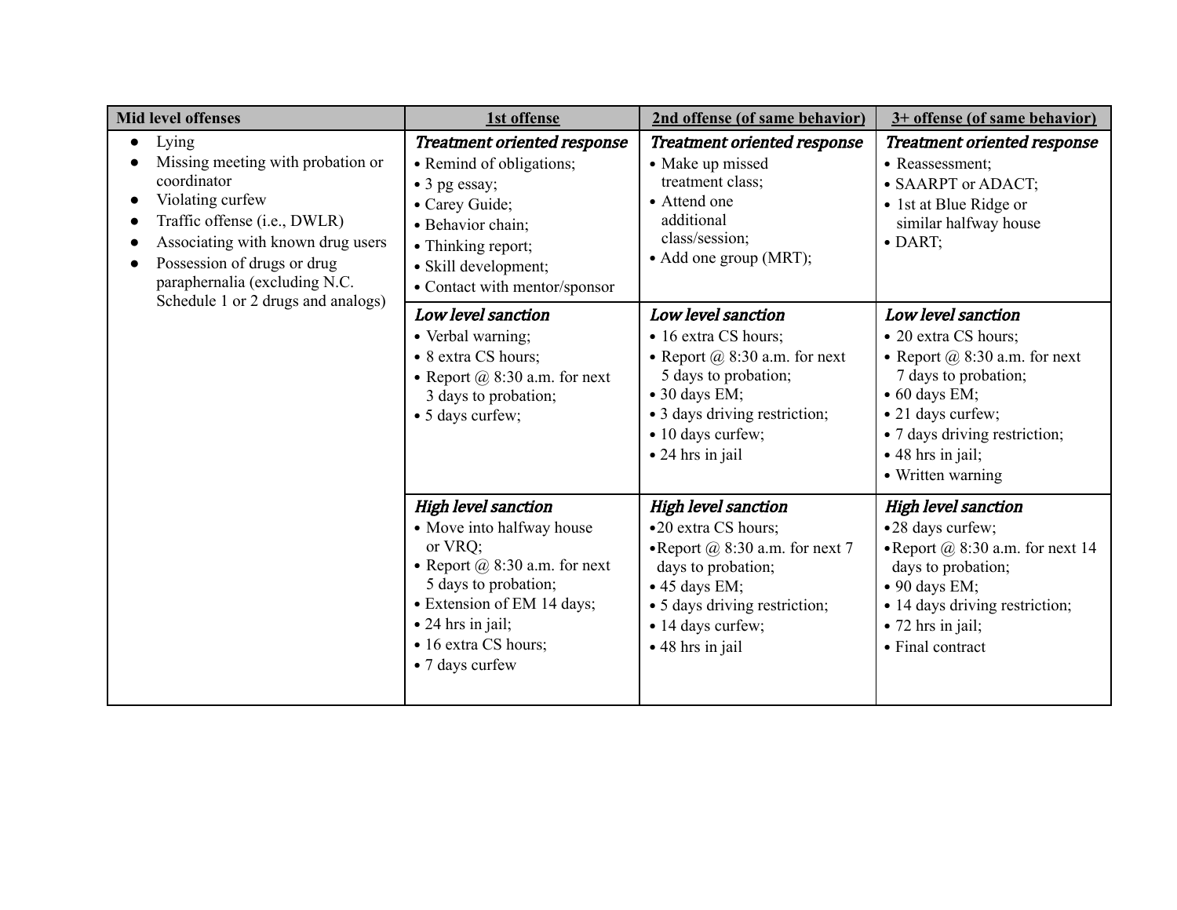| Mid level offenses | 1st offense | 2nd offense (of same behavior) | 3+ offense (of same behavior) |
|---|---|---|---|
| • Lying<br>• Missing meeting with probation or coordinator<br>• Violating curfew<br>• Traffic offense (i.e., DWLR)<br>• Associating with known drug users<br>• Possession of drugs or drug paraphernalia (excluding N.C. Schedule 1 or 2 drugs and analogs) | ***Treatment oriented response***<br>• Remind of obligations;<br>• 3 pg essay;<br>• Carey Guide;<br>• Behavior chain;<br>• Thinking report;<br>• Skill development;<br>• Contact with mentor/sponsor | ***Treatment oriented response***<br>• Make up missed treatment class;<br>• Attend one additional class/session;<br>• Add one group (MRT); | ***Treatment oriented response***<br>• Reassessment;<br>• SAARPT or ADACT;<br>• 1st at Blue Ridge or similar halfway house<br>• DART; |
| | ***Low level sanction***<br>• Verbal warning;<br>• 8 extra CS hours;<br>• Report @ 8:30 a.m. for next 3 days to probation;<br>• 5 days curfew; | ***Low level sanction***<br>• 16 extra CS hours;<br>• Report @ 8:30 a.m. for next 5 days to probation;<br>• 30 days EM;<br>• 3 days driving restriction;<br>• 10 days curfew;<br>• 24 hrs in jail | ***Low level sanction***<br>• 20 extra CS hours;<br>• Report @ 8:30 a.m. for next 7 days to probation;<br>• 60 days EM;<br>• 21 days curfew;<br>• 7 days driving restriction;<br>• 48 hrs in jail;<br>• Written warning |
| | ***High level sanction***<br>• Move into halfway house or VRQ;<br>• Report @ 8:30 a.m. for next 5 days to probation;<br>• Extension of EM 14 days;<br>• 24 hrs in jail;<br>• 16 extra CS hours;<br>• 7 days curfew | ***High level sanction***<br>• 20 extra CS hours;<br>• Report @ 8:30 a.m. for next 7 days to probation;<br>• 45 days EM;<br>• 5 days driving restriction;<br>• 14 days curfew;<br>• 48 hrs in jail | ***High level sanction***<br>• 28 days curfew;<br>• Report @ 8:30 a.m. for next 14 days to probation;<br>• 90 days EM;<br>• 14 days driving restriction;<br>• 72 hrs in jail;<br>• Final contract |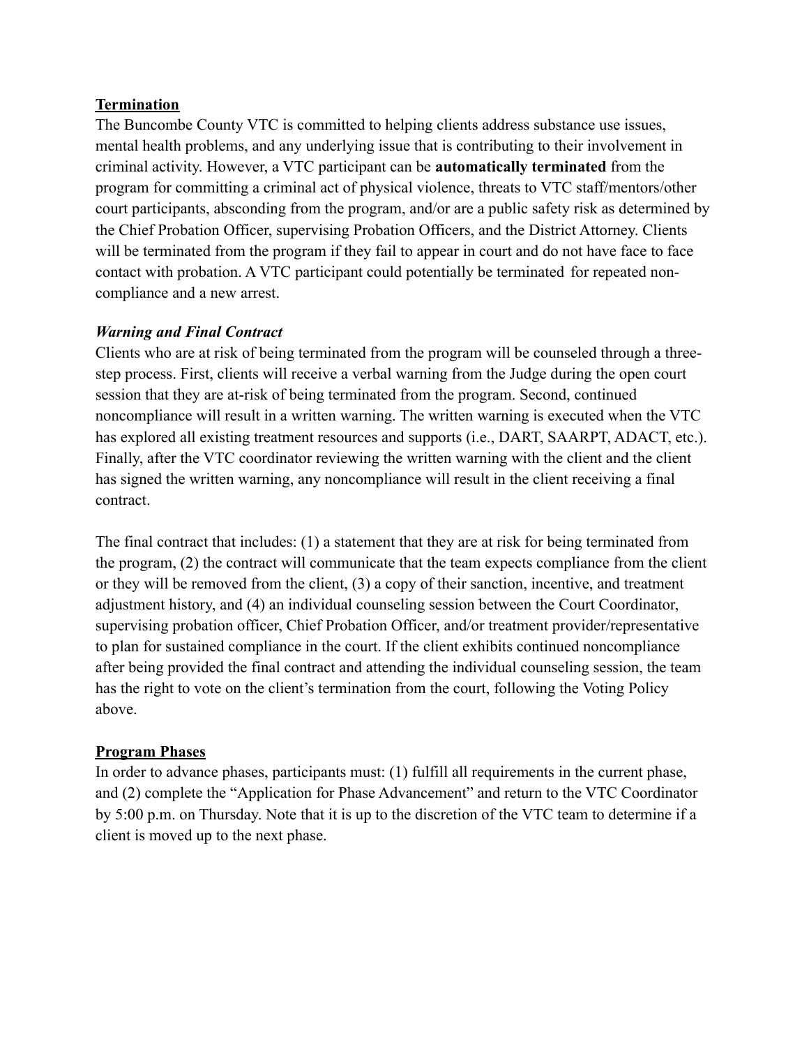## Termination

The Buncombe County VTC is committed to helping clients address substance use issues, mental health problems, and any underlying issue that is contributing to their involvement in criminal activity. However, a VTC participant can be **automatically terminated** from the program for committing a criminal act of physical violence, threats to VTC staff/mentors/other court participants, absconding from the program, and/or are a public safety risk as determined by the Chief Probation Officer, supervising Probation Officers, and the District Attorney. Clients will be terminated from the program if they fail to appear in court and do not have face to face contact with probation. A VTC participant could potentially be terminated for repeated non-compliance and a new arrest.

### *Warning and Final Contract*

Clients who are at risk of being terminated from the program will be counseled through a three-step process. First, clients will receive a verbal warning from the Judge during the open court session that they are at-risk of being terminated from the program. Second, continued noncompliance will result in a written warning. The written warning is executed when the VTC has explored all existing treatment resources and supports (i.e., DART, SAARPT, ADACT, etc.). Finally, after the VTC coordinator reviewing the written warning with the client and the client has signed the written warning, any noncompliance will result in the client receiving a final contract.

The final contract that includes: (1) a statement that they are at risk for being terminated from the program, (2) the contract will communicate that the team expects compliance from the client or they will be removed from the client, (3) a copy of their sanction, incentive, and treatment adjustment history, and (4) an individual counseling session between the Court Coordinator, supervising probation officer, Chief Probation Officer, and/or treatment provider/representative to plan for sustained compliance in the court. If the client exhibits continued noncompliance after being provided the final contract and attending the individual counseling session, the team has the right to vote on the client's termination from the court, following the Voting Policy above.

## Program Phases

In order to advance phases, participants must: (1) fulfill all requirements in the current phase, and (2) complete the "Application for Phase Advancement" and return to the VTC Coordinator by 5:00 p.m. on Thursday. Note that it is up to the discretion of the VTC team to determine if a client is moved up to the next phase.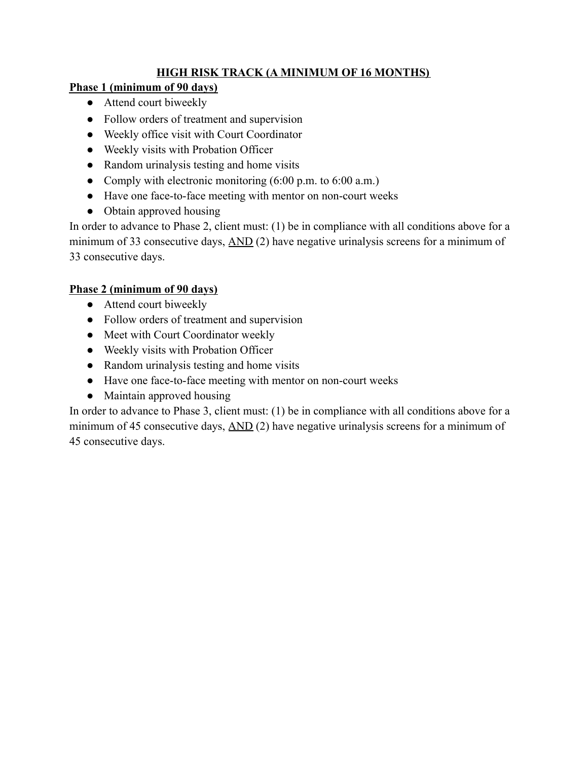## HIGH RISK TRACK (A MINIMUM OF 16 MONTHS)

**Phase 1 (minimum of 90 days)**

- Attend court biweekly
- Follow orders of treatment and supervision
- Weekly office visit with Court Coordinator
- Weekly visits with Probation Officer
- Random urinalysis testing and home visits
- Comply with electronic monitoring (6:00 p.m. to 6:00 a.m.)
- Have one face-to-face meeting with mentor on non-court weeks
- Obtain approved housing

In order to advance to Phase 2, client must: (1) be in compliance with all conditions above for a minimum of 33 consecutive days, AND (2) have negative urinalysis screens for a minimum of 33 consecutive days.

**Phase 2 (minimum of 90 days)**

- Attend court biweekly
- Follow orders of treatment and supervision
- Meet with Court Coordinator weekly
- Weekly visits with Probation Officer
- Random urinalysis testing and home visits
- Have one face-to-face meeting with mentor on non-court weeks
- Maintain approved housing

In order to advance to Phase 3, client must: (1) be in compliance with all conditions above for a minimum of 45 consecutive days, AND (2) have negative urinalysis screens for a minimum of 45 consecutive days.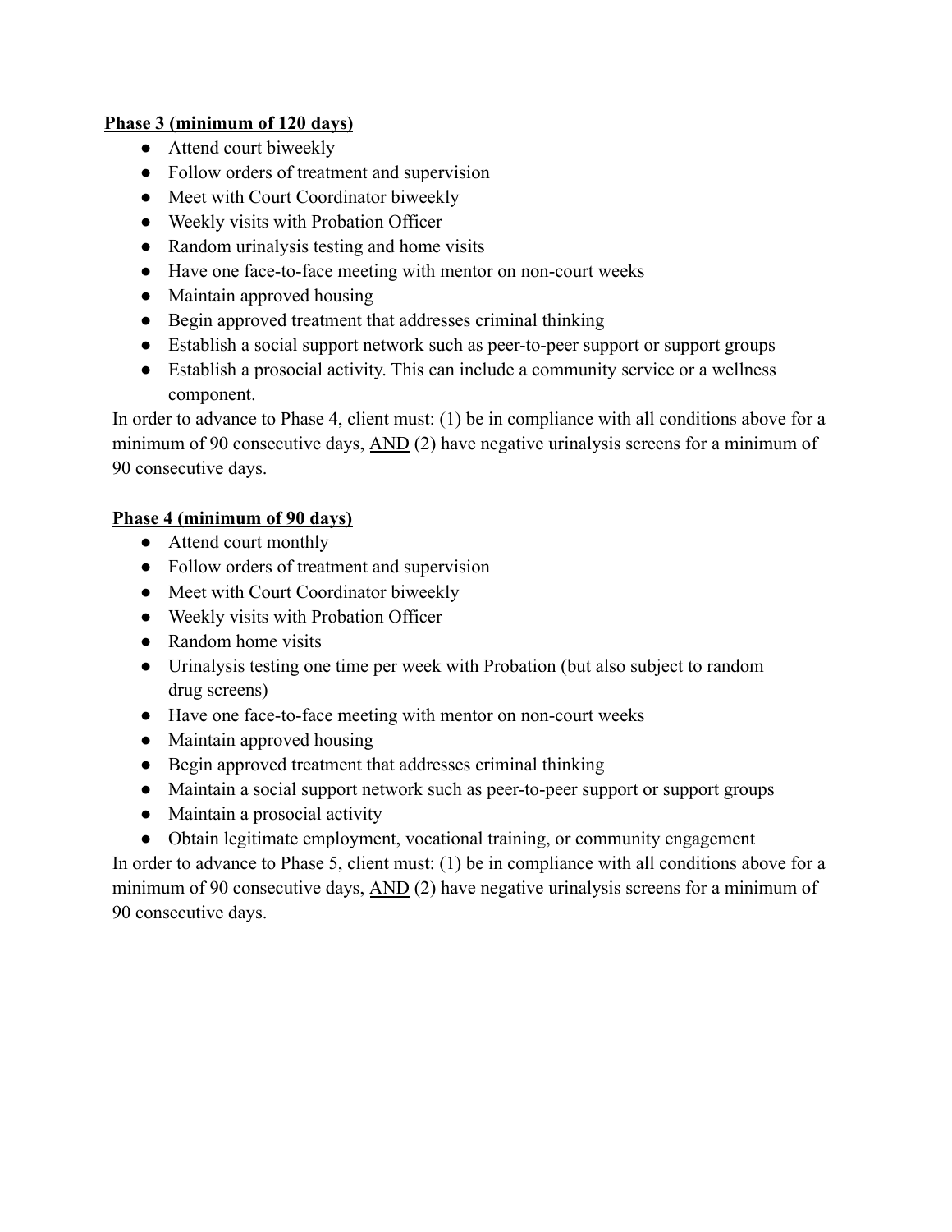**Phase 3 (minimum of 120 days)**

- Attend court biweekly
- Follow orders of treatment and supervision
- Meet with Court Coordinator biweekly
- Weekly visits with Probation Officer
- Random urinalysis testing and home visits
- Have one face-to-face meeting with mentor on non-court weeks
- Maintain approved housing
- Begin approved treatment that addresses criminal thinking
- Establish a social support network such as peer-to-peer support or support groups
- Establish a prosocial activity. This can include a community service or a wellness component.

In order to advance to Phase 4, client must: (1) be in compliance with all conditions above for a minimum of 90 consecutive days, <u>AND</u> (2) have negative urinalysis screens for a minimum of 90 consecutive days.

**Phase 4 (minimum of 90 days)**

- Attend court monthly
- Follow orders of treatment and supervision
- Meet with Court Coordinator biweekly
- Weekly visits with Probation Officer
- Random home visits
- Urinalysis testing one time per week with Probation (but also subject to random drug screens)
- Have one face-to-face meeting with mentor on non-court weeks
- Maintain approved housing
- Begin approved treatment that addresses criminal thinking
- Maintain a social support network such as peer-to-peer support or support groups
- Maintain a prosocial activity
- Obtain legitimate employment, vocational training, or community engagement

In order to advance to Phase 5, client must: (1) be in compliance with all conditions above for a minimum of 90 consecutive days, <u>AND</u> (2) have negative urinalysis screens for a minimum of 90 consecutive days.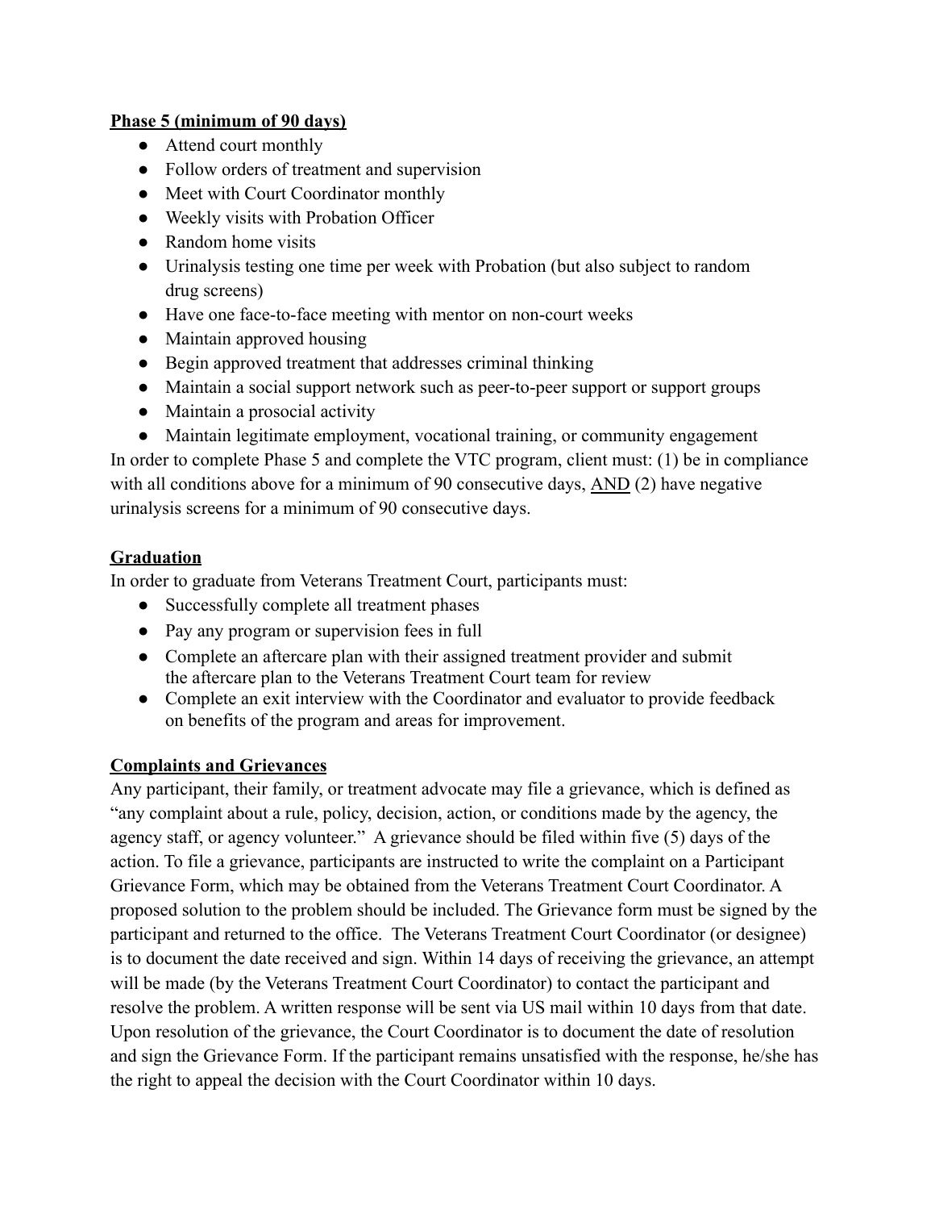**Phase 5 (minimum of 90 days)**

- Attend court monthly
- Follow orders of treatment and supervision
- Meet with Court Coordinator monthly
- Weekly visits with Probation Officer
- Random home visits
- Urinalysis testing one time per week with Probation (but also subject to random drug screens)
- Have one face-to-face meeting with mentor on non-court weeks
- Maintain approved housing
- Begin approved treatment that addresses criminal thinking
- Maintain a social support network such as peer-to-peer support or support groups
- Maintain a prosocial activity
- Maintain legitimate employment, vocational training, or community engagement

In order to complete Phase 5 and complete the VTC program, client must: (1) be in compliance with all conditions above for a minimum of 90 consecutive days, AND (2) have negative urinalysis screens for a minimum of 90 consecutive days.

**Graduation**

In order to graduate from Veterans Treatment Court, participants must:

- Successfully complete all treatment phases
- Pay any program or supervision fees in full
- Complete an aftercare plan with their assigned treatment provider and submit the aftercare plan to the Veterans Treatment Court team for review
- Complete an exit interview with the Coordinator and evaluator to provide feedback on benefits of the program and areas for improvement.

**Complaints and Grievances**

Any participant, their family, or treatment advocate may file a grievance, which is defined as "any complaint about a rule, policy, decision, action, or conditions made by the agency, the agency staff, or agency volunteer." A grievance should be filed within five (5) days of the action. To file a grievance, participants are instructed to write the complaint on a Participant Grievance Form, which may be obtained from the Veterans Treatment Court Coordinator. A proposed solution to the problem should be included. The Grievance form must be signed by the participant and returned to the office. The Veterans Treatment Court Coordinator (or designee) is to document the date received and sign. Within 14 days of receiving the grievance, an attempt will be made (by the Veterans Treatment Court Coordinator) to contact the participant and resolve the problem. A written response will be sent via US mail within 10 days from that date. Upon resolution of the grievance, the Court Coordinator is to document the date of resolution and sign the Grievance Form. If the participant remains unsatisfied with the response, he/she has the right to appeal the decision with the Court Coordinator within 10 days.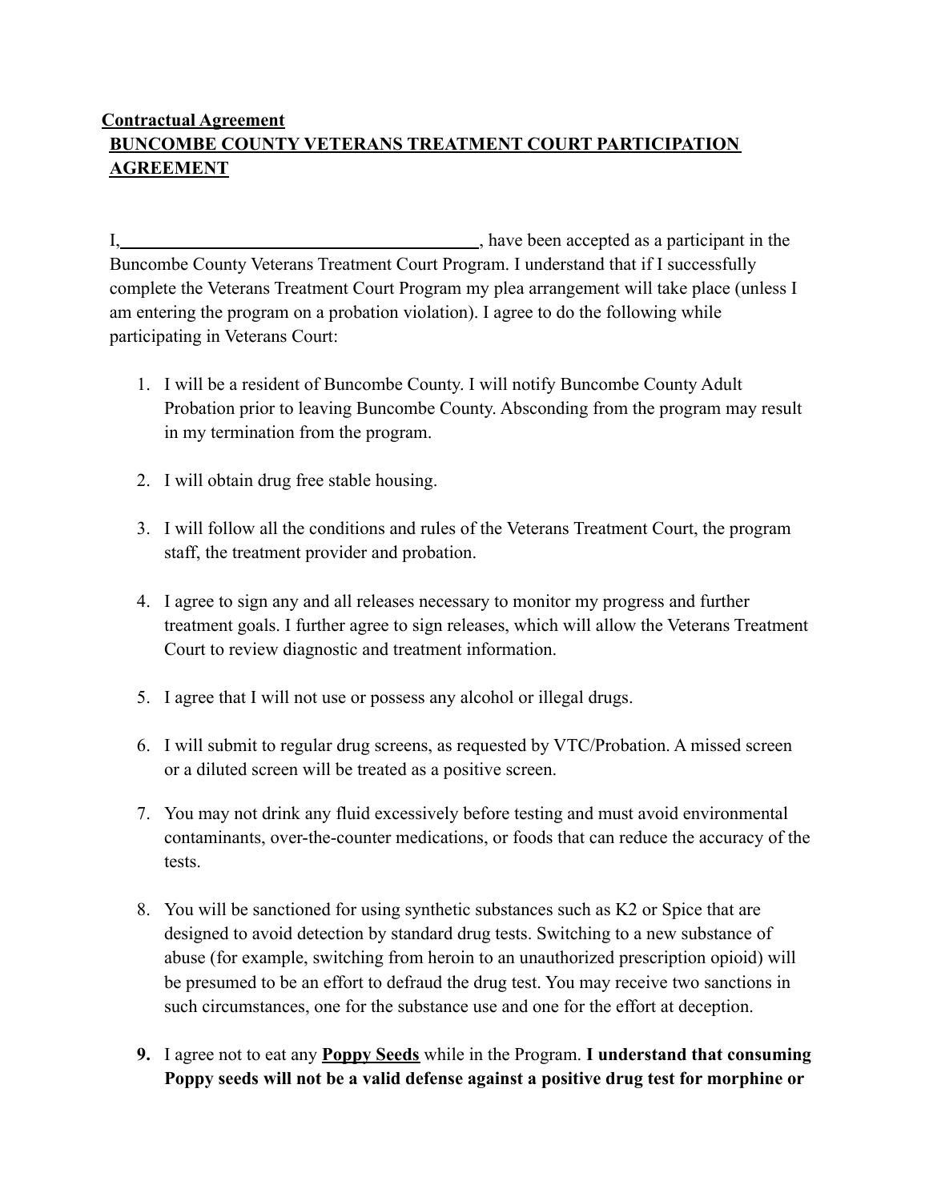**Contractual Agreement**

**BUNCOMBE COUNTY VETERANS TREATMENT COURT PARTICIPATION AGREEMENT**

I,\_\_\_\_\_\_\_\_\_\_\_\_\_\_\_\_\_\_\_\_\_\_\_\_\_\_\_\_\_\_\_\_\_\_\_\_\_\_\_\_\_, have been accepted as a participant in the Buncombe County Veterans Treatment Court Program. I understand that if I successfully complete the Veterans Treatment Court Program my plea arrangement will take place (unless I am entering the program on a probation violation). I agree to do the following while participating in Veterans Court:

1. I will be a resident of Buncombe County. I will notify Buncombe County Adult Probation prior to leaving Buncombe County. Absconding from the program may result in my termination from the program.

2. I will obtain drug free stable housing.

3. I will follow all the conditions and rules of the Veterans Treatment Court, the program staff, the treatment provider and probation.

4. I agree to sign any and all releases necessary to monitor my progress and further treatment goals. I further agree to sign releases, which will allow the Veterans Treatment Court to review diagnostic and treatment information.

5. I agree that I will not use or possess any alcohol or illegal drugs.

6. I will submit to regular drug screens, as requested by VTC/Probation. A missed screen or a diluted screen will be treated as a positive screen.

7. You may not drink any fluid excessively before testing and must avoid environmental contaminants, over-the-counter medications, or foods that can reduce the accuracy of the tests.

8. You will be sanctioned for using synthetic substances such as K2 or Spice that are designed to avoid detection by standard drug tests. Switching to a new substance of abuse (for example, switching from heroin to an unauthorized prescription opioid) will be presumed to be an effort to defraud the drug test. You may receive two sanctions in such circumstances, one for the substance use and one for the effort at deception.

9. I agree not to eat any **Poppy Seeds** while in the Program. **I understand that consuming Poppy seeds will not be a valid defense against a positive drug test for morphine or**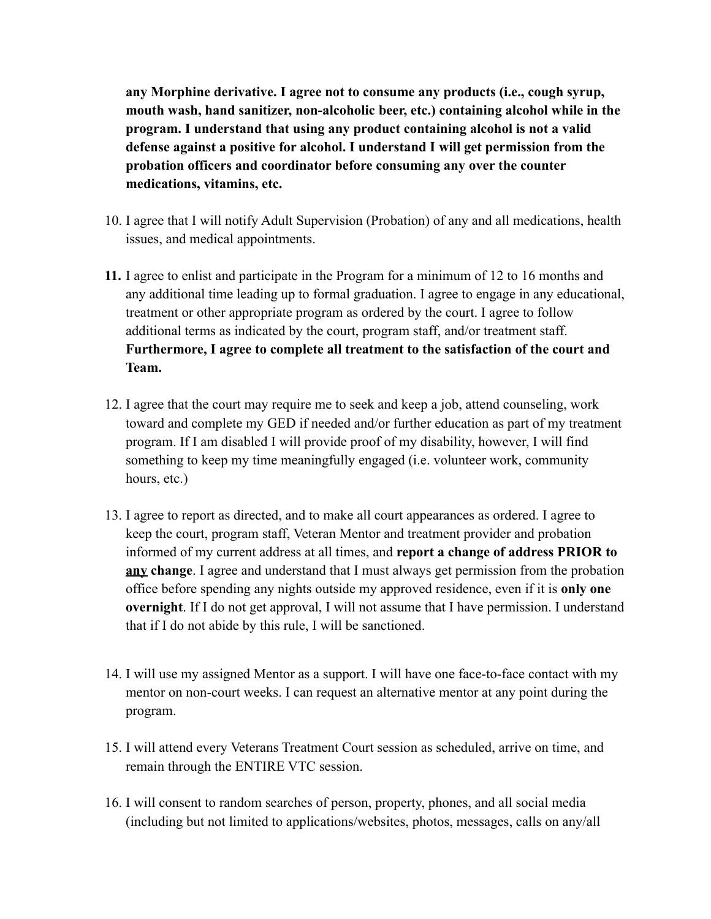**any Morphine derivative. I agree not to consume any products (i.e., cough syrup, mouth wash, hand sanitizer, non-alcoholic beer, etc.) containing alcohol while in the program. I understand that using any product containing alcohol is not a valid defense against a positive for alcohol. I understand I will get permission from the probation officers and coordinator before consuming any over the counter medications, vitamins, etc.**

10. I agree that I will notify Adult Supervision (Probation) of any and all medications, health issues, and medical appointments.

11. I agree to enlist and participate in the Program for a minimum of 12 to 16 months and any additional time leading up to formal graduation. I agree to engage in any educational, treatment or other appropriate program as ordered by the court. I agree to follow additional terms as indicated by the court, program staff, and/or treatment staff. **Furthermore, I agree to complete all treatment to the satisfaction of the court and Team.**

12. I agree that the court may require me to seek and keep a job, attend counseling, work toward and complete my GED if needed and/or further education as part of my treatment program. If I am disabled I will provide proof of my disability, however, I will find something to keep my time meaningfully engaged (i.e. volunteer work, community hours, etc.)

13. I agree to report as directed, and to make all court appearances as ordered. I agree to keep the court, program staff, Veteran Mentor and treatment provider and probation informed of my current address at all times, and **report a change of address PRIOR to <u>any</u> change**. I agree and understand that I must always get permission from the probation office before spending any nights outside my approved residence, even if it is **only one overnight**. If I do not get approval, I will not assume that I have permission. I understand that if I do not abide by this rule, I will be sanctioned.

14. I will use my assigned Mentor as a support. I will have one face-to-face contact with my mentor on non-court weeks. I can request an alternative mentor at any point during the program.

15. I will attend every Veterans Treatment Court session as scheduled, arrive on time, and remain through the ENTIRE VTC session.

16. I will consent to random searches of person, property, phones, and all social media (including but not limited to applications/websites, photos, messages, calls on any/all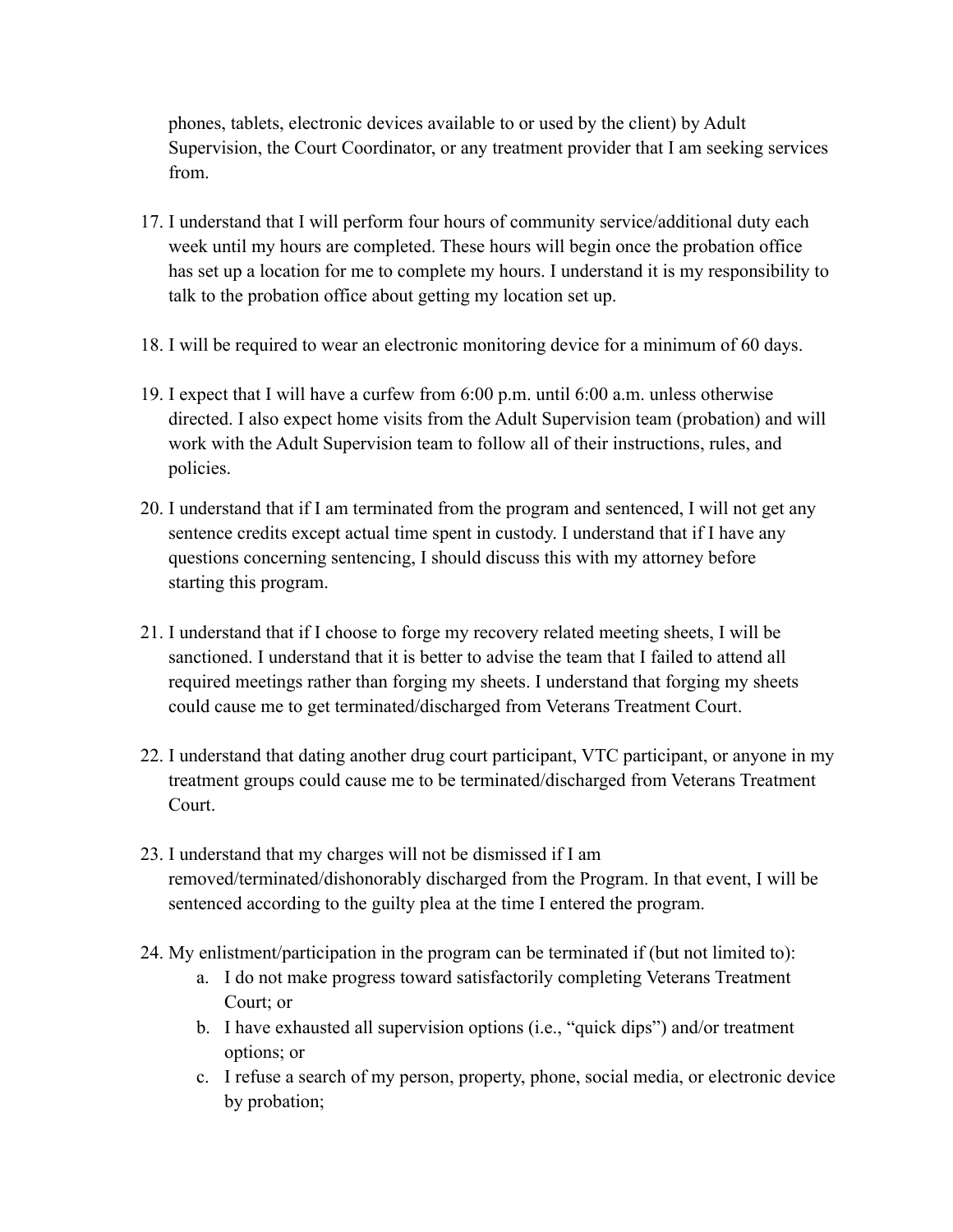phones, tablets, electronic devices available to or used by the client) by Adult Supervision, the Court Coordinator, or any treatment provider that I am seeking services from.

17. I understand that I will perform four hours of community service/additional duty each week until my hours are completed. These hours will begin once the probation office has set up a location for me to complete my hours. I understand it is my responsibility to talk to the probation office about getting my location set up.

18. I will be required to wear an electronic monitoring device for a minimum of 60 days.

19. I expect that I will have a curfew from 6:00 p.m. until 6:00 a.m. unless otherwise directed. I also expect home visits from the Adult Supervision team (probation) and will work with the Adult Supervision team to follow all of their instructions, rules, and policies.

20. I understand that if I am terminated from the program and sentenced, I will not get any sentence credits except actual time spent in custody. I understand that if I have any questions concerning sentencing, I should discuss this with my attorney before starting this program.

21. I understand that if I choose to forge my recovery related meeting sheets, I will be sanctioned. I understand that it is better to advise the team that I failed to attend all required meetings rather than forging my sheets. I understand that forging my sheets could cause me to get terminated/discharged from Veterans Treatment Court.

22. I understand that dating another drug court participant, VTC participant, or anyone in my treatment groups could cause me to be terminated/discharged from Veterans Treatment Court.

23. I understand that my charges will not be dismissed if I am removed/terminated/dishonorably discharged from the Program. In that event, I will be sentenced according to the guilty plea at the time I entered the program.

24. My enlistment/participation in the program can be terminated if (but not limited to):
    a. I do not make progress toward satisfactorily completing Veterans Treatment Court; or
    b. I have exhausted all supervision options (i.e., “quick dips”) and/or treatment options; or
    c. I refuse a search of my person, property, phone, social media, or electronic device by probation;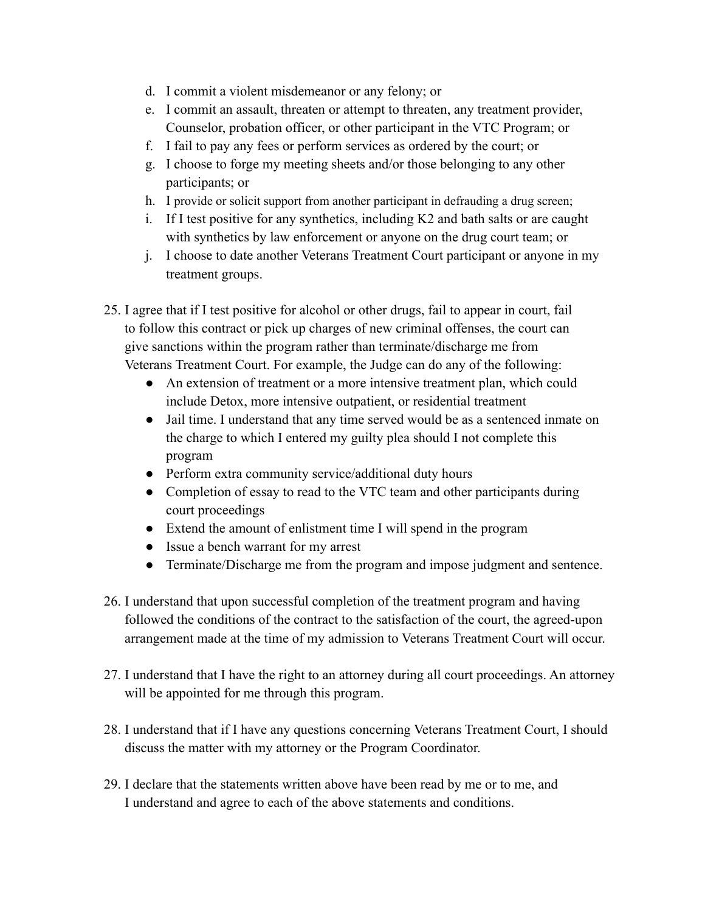d. I commit a violent misdemeanor or any felony; or
   e. I commit an assault, threaten or attempt to threaten, any treatment provider, Counselor, probation officer, or other participant in the VTC Program; or
   f. I fail to pay any fees or perform services as ordered by the court; or
   g. I choose to forge my meeting sheets and/or those belonging to any other participants; or
   h. I provide or solicit support from another participant in defrauding a drug screen;
   i. If I test positive for any synthetics, including K2 and bath salts or are caught with synthetics by law enforcement or anyone on the drug court team; or
   j. I choose to date another Veterans Treatment Court participant or anyone in my treatment groups.

25. I agree that if I test positive for alcohol or other drugs, fail to appear in court, fail to follow this contract or pick up charges of new criminal offenses, the court can give sanctions within the program rather than terminate/discharge me from Veterans Treatment Court. For example, the Judge can do any of the following:
    - An extension of treatment or a more intensive treatment plan, which could include Detox, more intensive outpatient, or residential treatment
    - Jail time. I understand that any time served would be as a sentenced inmate on the charge to which I entered my guilty plea should I not complete this program
    - Perform extra community service/additional duty hours
    - Completion of essay to read to the VTC team and other participants during court proceedings
    - Extend the amount of enlistment time I will spend in the program
    - Issue a bench warrant for my arrest
    - Terminate/Discharge me from the program and impose judgment and sentence.

26. I understand that upon successful completion of the treatment program and having followed the conditions of the contract to the satisfaction of the court, the agreed-upon arrangement made at the time of my admission to Veterans Treatment Court will occur.

27. I understand that I have the right to an attorney during all court proceedings. An attorney will be appointed for me through this program.

28. I understand that if I have any questions concerning Veterans Treatment Court, I should discuss the matter with my attorney or the Program Coordinator.

29. I declare that the statements written above have been read by me or to me, and I understand and agree to each of the above statements and conditions.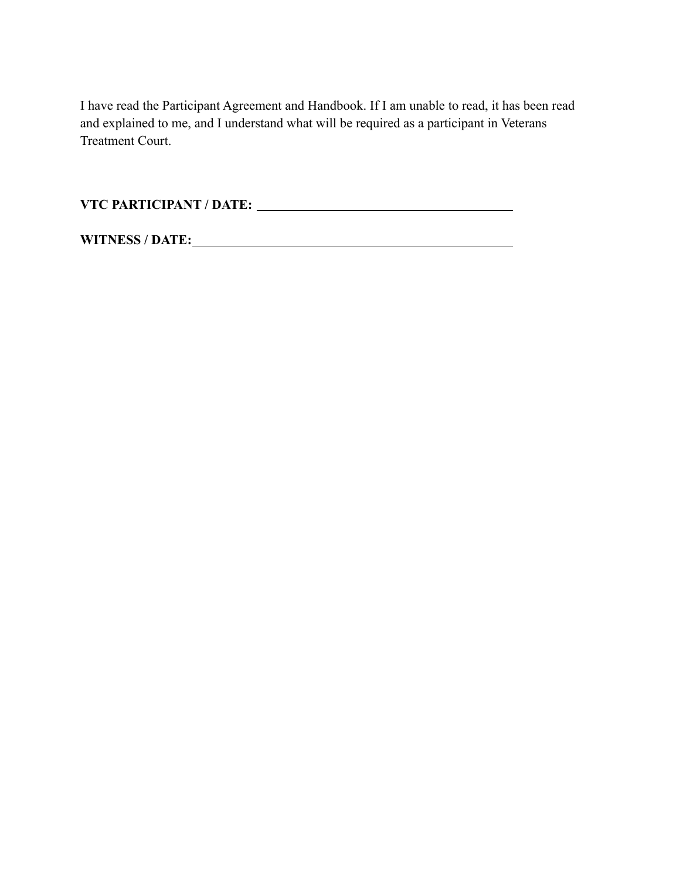I have read the Participant Agreement and Handbook. If I am unable to read, it has been read and explained to me, and I understand what will be required as a participant in Veterans Treatment Court.

**VTC PARTICIPANT / DATE:** \_\_\_\_\_\_\_\_\_\_\_\_\_\_\_\_\_\_\_\_\_\_\_\_\_\_\_\_\_\_\_\_\_\_\_\_\_\_\_\_

**WITNESS / DATE:** \_\_\_\_\_\_\_\_\_\_\_\_\_\_\_\_\_\_\_\_\_\_\_\_\_\_\_\_\_\_\_\_\_\_\_\_\_\_\_\_\_\_\_\_\_\_